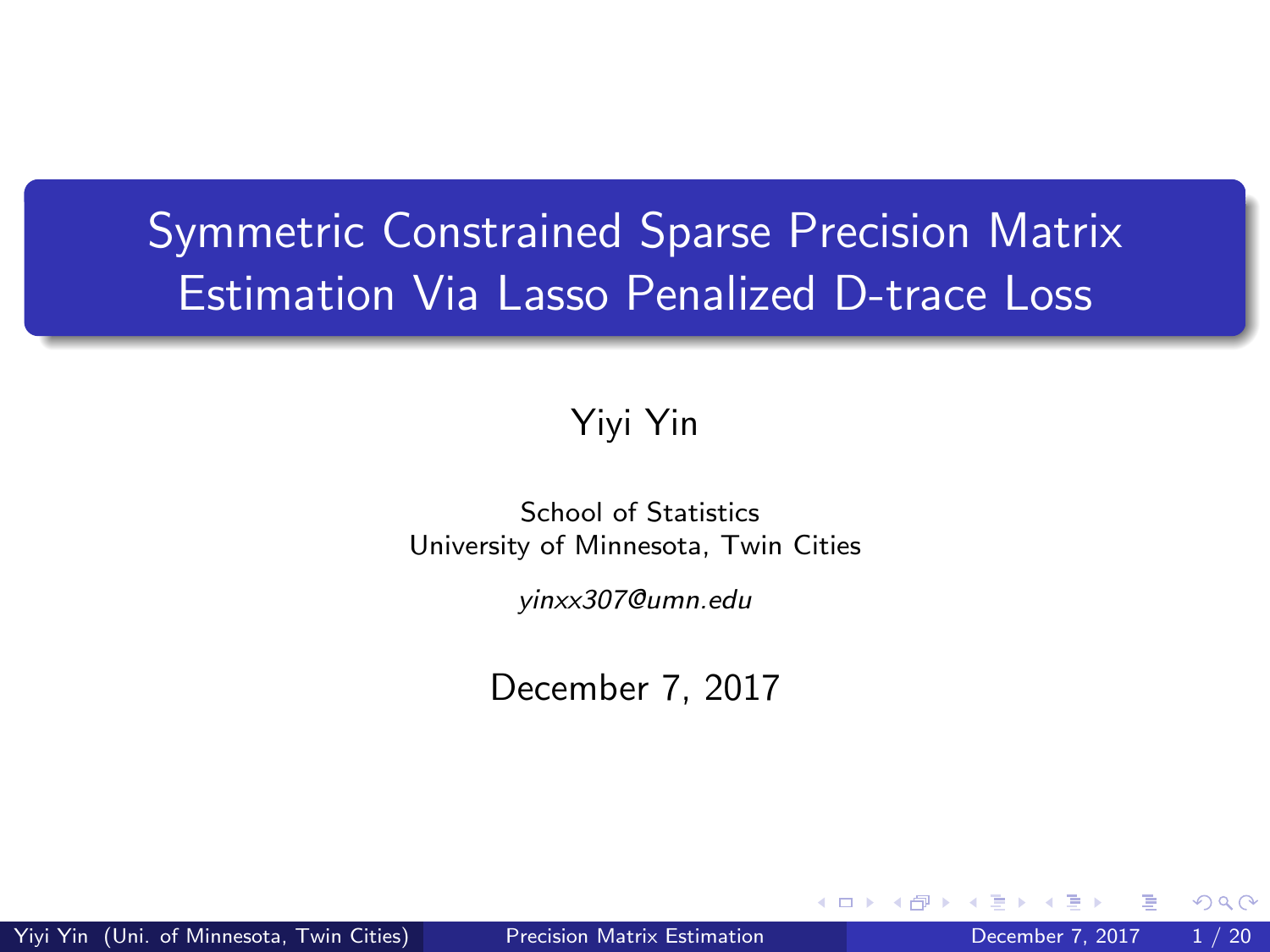# Symmetric Constrained Sparse Precision Matrix Estimation Via Lasso Penalized D-trace Loss

Yiyi Yin

School of Statistics
University of Minnesota, Twin Cities

*yinxx307@umn.edu*

December 7, 2017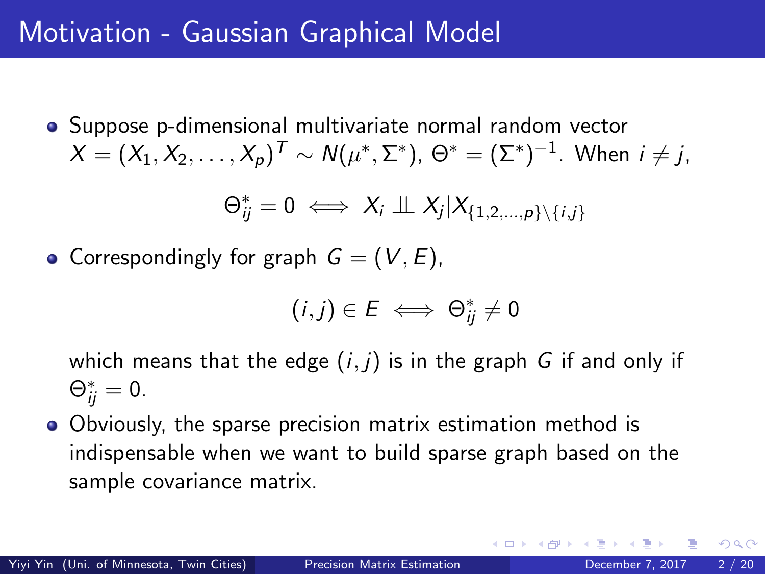# Motivation - Gaussian Graphical Model

- Suppose p-dimensional multivariate normal random vector $X = (X_1, X_2, \ldots, X_p)^T \sim N(\mu^*, \Sigma^*)$, $\Theta^* = (\Sigma^*)^{-1}$. When $i \neq j$,

$$\Theta_{ij}^* = 0 \iff X_i \perp\!\!\!\perp X_j | X_{\{1,2,\ldots,p\} \setminus \{i,j\}}$$

- Correspondingly for graph $G = (V, E)$,

$$(i, j) \in E \iff \Theta_{ij}^* \neq 0$$

  which means that the edge $(i, j)$ is in the graph $G$ if and only if $\Theta_{ij}^* = 0$.

- Obviously, the sparse precision matrix estimation method is indispensable when we want to build sparse graph based on the sample covariance matrix.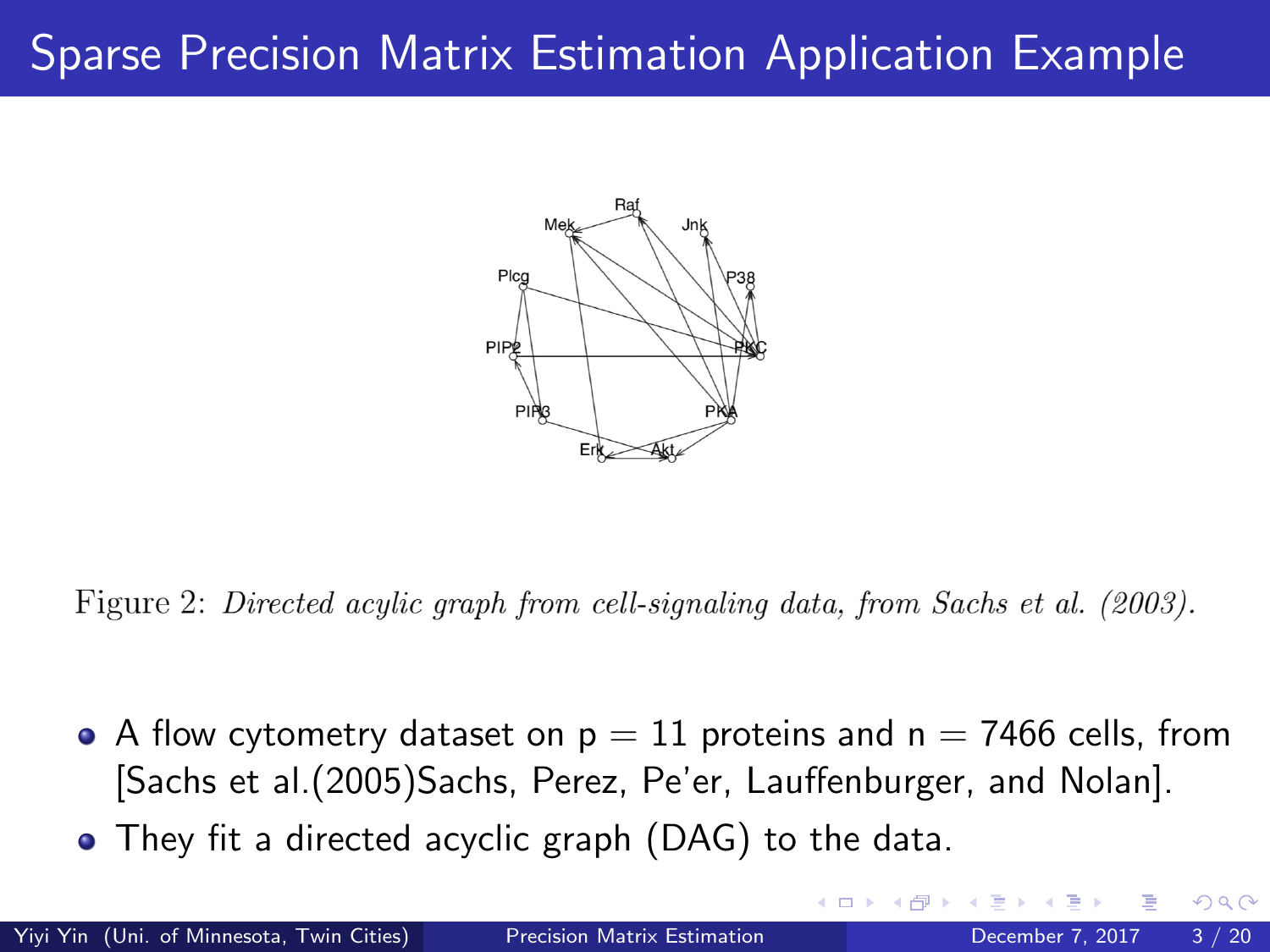# Sparse Precision Matrix Estimation Application Example

Figure 2: *Directed acylic graph from cell-signaling data, from Sachs et al. (2003).*

- A flow cytometry dataset on p = 11 proteins and n = 7466 cells, from [Sachs et al.(2005)Sachs, Perez, Pe'er, Lauffenburger, and Nolan].
- They fit a directed acyclic graph (DAG) to the data.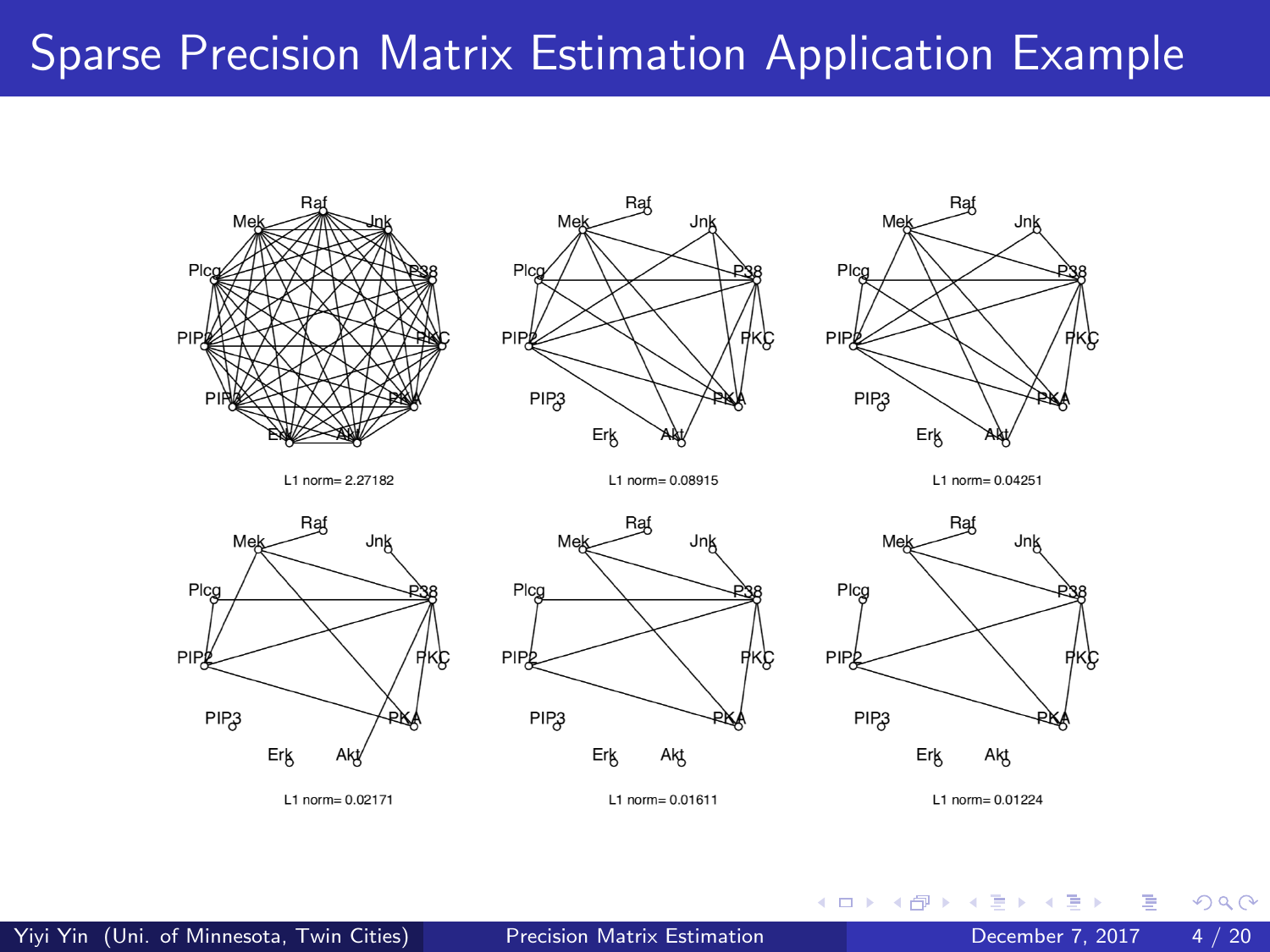# Sparse Precision Matrix Estimation Application Example

L1 norm= 2.27182

L1 norm= 0.08915

L1 norm= 0.04251

L1 norm= 0.02171

L1 norm= 0.01611

L1 norm= 0.01224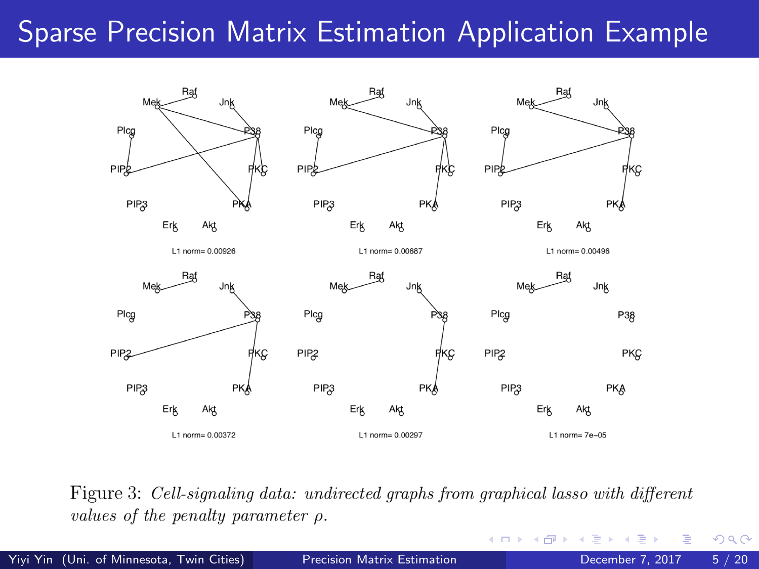# Sparse Precision Matrix Estimation Application Example

Figure 3: *Cell-signaling data: undirected graphs from graphical lasso with different values of the penalty parameter* $\rho$.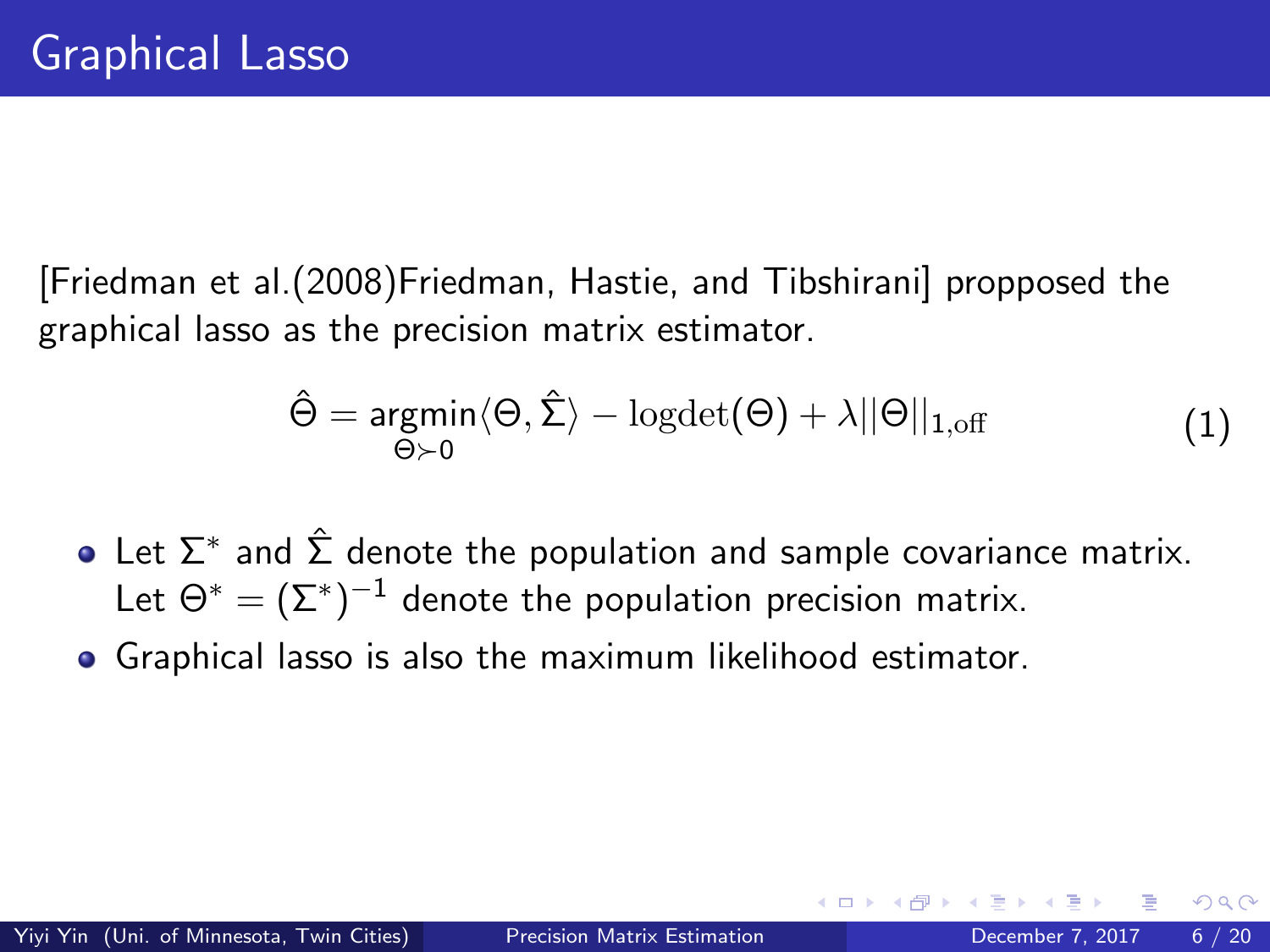# Graphical Lasso

[Friedman et al.(2008)Friedman, Hastie, and Tibshirani] propposed the graphical lasso as the precision matrix estimator.

$$\hat{\Theta} = \underset{\Theta \succ 0}{\text{argmin}} \langle \Theta, \hat{\Sigma} \rangle - \log\det(\Theta) + \lambda ||\Theta||_{1,\text{off}} \tag{1}$$

- Let $\Sigma^*$ and $\hat{\Sigma}$ denote the population and sample covariance matrix. Let $\Theta^* = (\Sigma^*)^{-1}$ denote the population precision matrix.
- Graphical lasso is also the maximum likelihood estimator.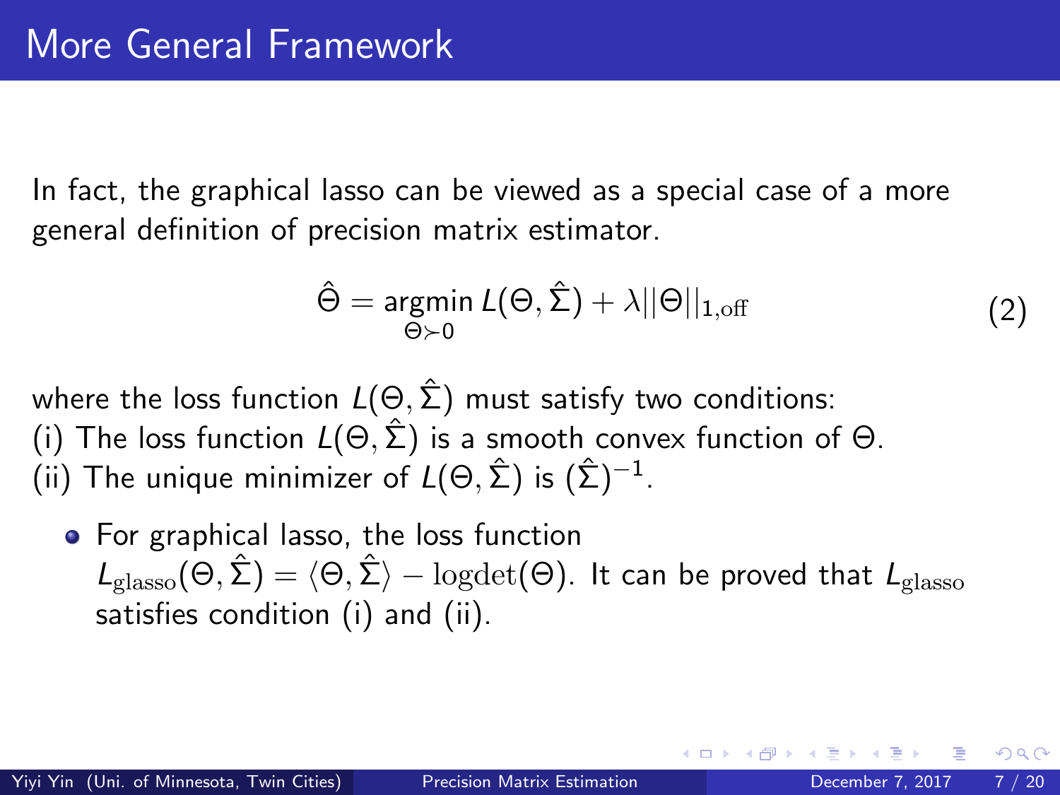# More General Framework

In fact, the graphical lasso can be viewed as a special case of a more general definition of precision matrix estimator.

$$\hat{\Theta} = \underset{\Theta \succ 0}{\text{argmin}}\, L(\Theta, \hat{\Sigma}) + \lambda ||\Theta||_{1,\text{off}} \tag{2}$$

where the loss function $L(\Theta, \hat{\Sigma})$ must satisfy two conditions:
(i) The loss function $L(\Theta, \hat{\Sigma})$ is a smooth convex function of $\Theta$.
(ii) The unique minimizer of $L(\Theta, \hat{\Sigma})$ is $(\hat{\Sigma})^{-1}$.

- For graphical lasso, the loss function $L_{\text{glasso}}(\Theta, \hat{\Sigma}) = \langle \Theta, \hat{\Sigma} \rangle - \text{logdet}(\Theta)$. It can be proved that $L_{\text{glasso}}$ satisfies condition (i) and (ii).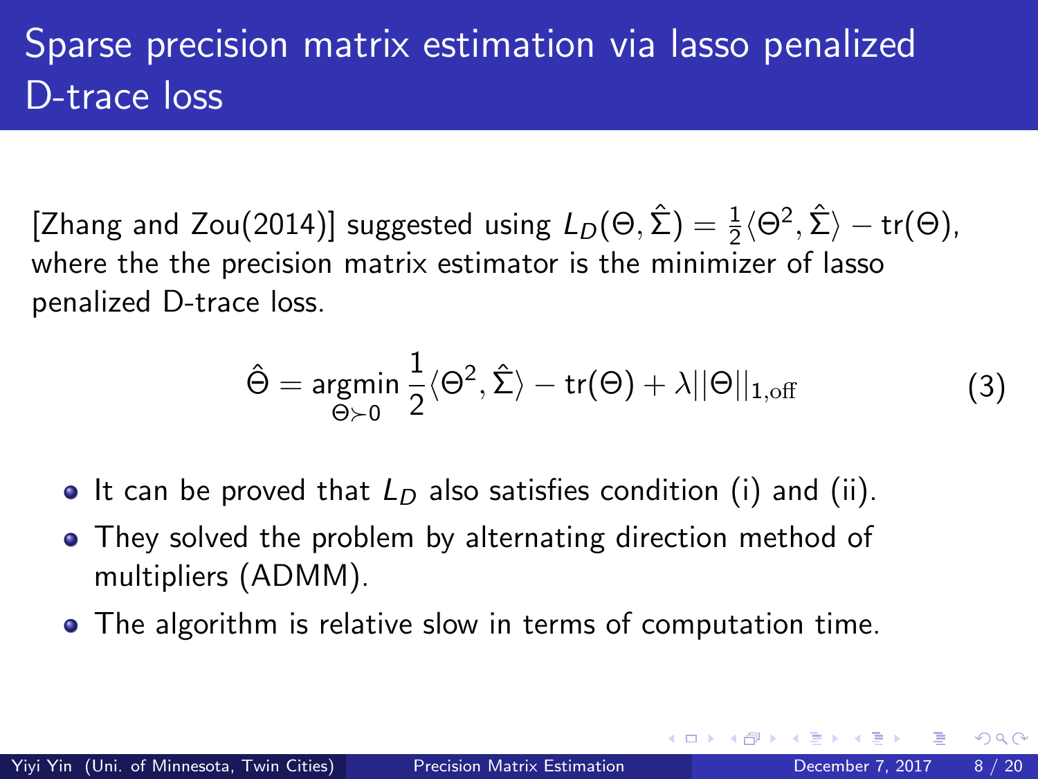# Sparse precision matrix estimation via lasso penalized D-trace loss

[Zhang and Zou(2014)] suggested using $L_D(\Theta, \hat{\Sigma}) = \frac{1}{2}\langle \Theta^2, \hat{\Sigma} \rangle - \text{tr}(\Theta)$, where the the precision matrix estimator is the minimizer of lasso penalized D-trace loss.

$$\hat{\Theta} = \underset{\Theta \succ 0}{\text{argmin}} \, \frac{1}{2}\langle \Theta^2, \hat{\Sigma} \rangle - \text{tr}(\Theta) + \lambda ||\Theta||_{1,\text{off}} \tag{3}$$

- It can be proved that $L_D$ also satisfies condition (i) and (ii).
- They solved the problem by alternating direction method of multipliers (ADMM).
- The algorithm is relative slow in terms of computation time.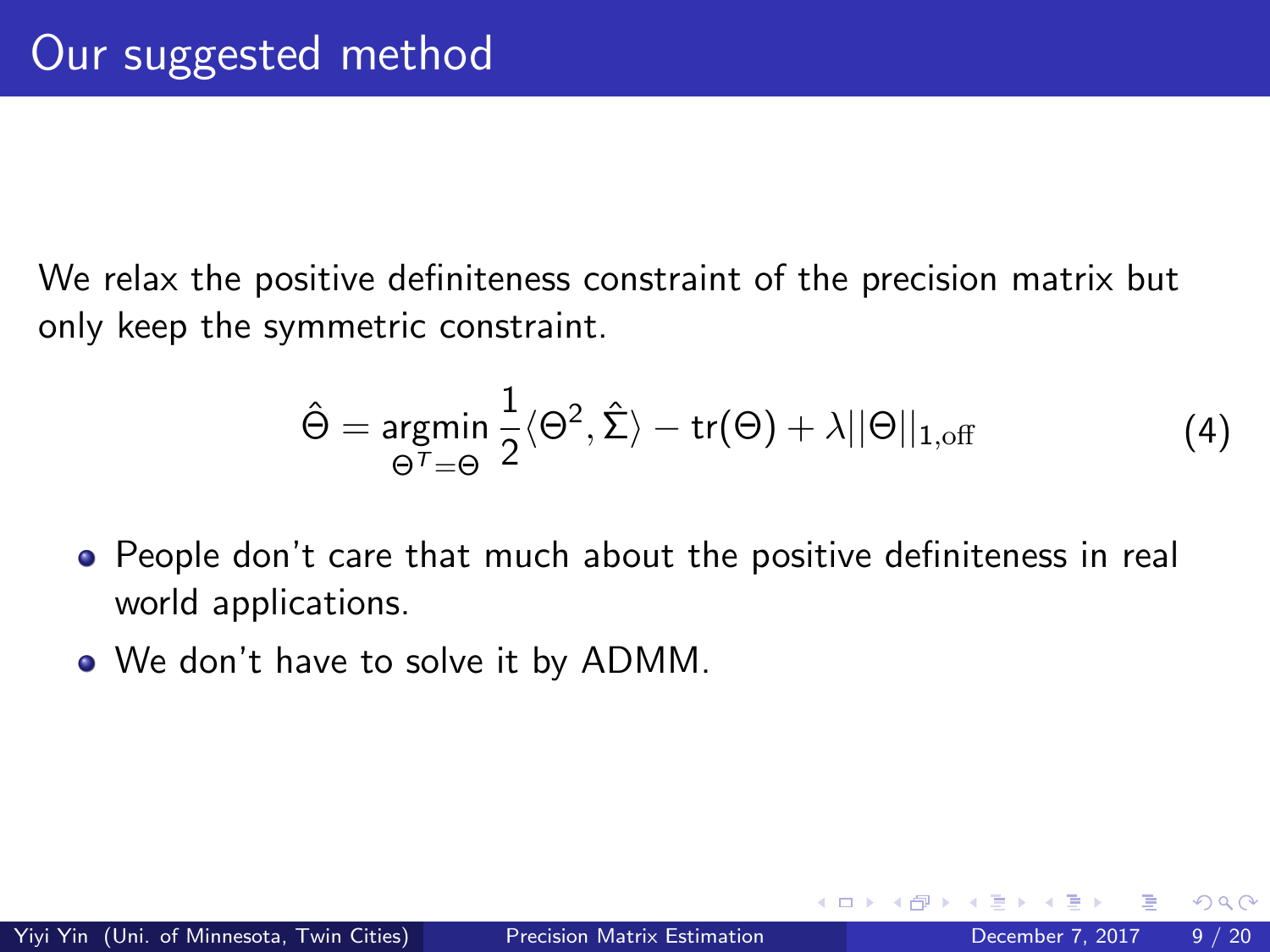# Our suggested method

We relax the positive definiteness constraint of the precision matrix but only keep the symmetric constraint.

$$\hat{\Theta} = \underset{\Theta^T = \Theta}{\operatorname{argmin}} \frac{1}{2}\langle \Theta^2, \hat{\Sigma} \rangle - \operatorname{tr}(\Theta) + \lambda ||\Theta||_{1,\text{off}} \tag{4}$$

- People don't care that much about the positive definiteness in real world applications.
- We don't have to solve it by ADMM.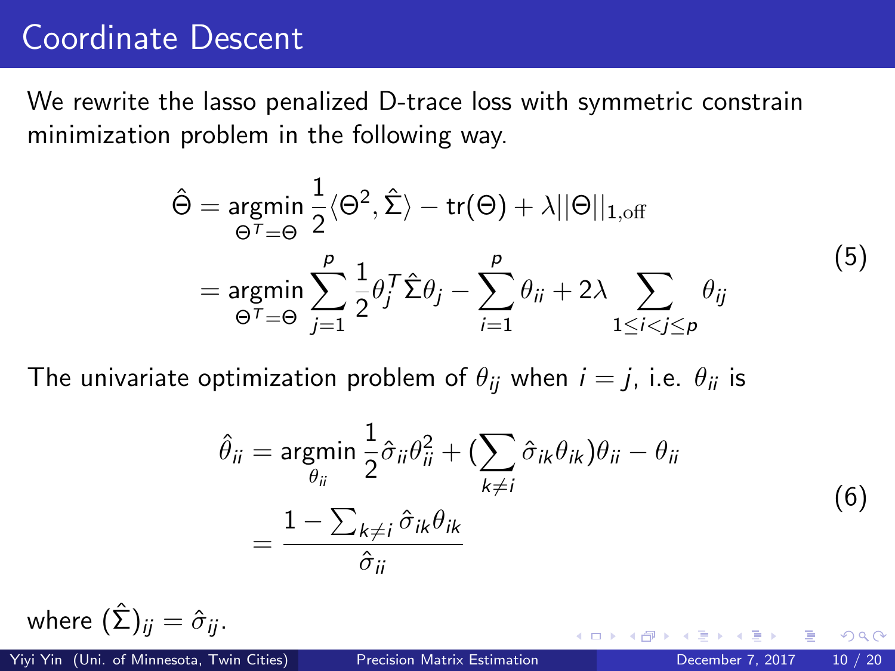# Coordinate Descent

We rewrite the lasso penalized D-trace loss with symmetric constrain minimization problem in the following way.

$$
\begin{aligned}
\hat{\Theta} &= \underset{\Theta^T=\Theta}{\operatorname{argmin}} \frac{1}{2}\langle \Theta^2, \hat{\Sigma} \rangle - \operatorname{tr}(\Theta) + \lambda ||\Theta||_{1,\text{off}} \\
&= \underset{\Theta^T=\Theta}{\operatorname{argmin}} \sum_{j=1}^{p} \frac{1}{2} \theta_j^T \hat{\Sigma} \theta_j - \sum_{i=1}^{p} \theta_{ii} + 2\lambda \sum_{1 \leq i < j \leq p} \theta_{ij}
\end{aligned}
\tag{5}
$$

The univariate optimization problem of $\theta_{ij}$ when $i = j$, i.e. $\theta_{ii}$ is

$$
\begin{aligned}
\hat{\theta}_{ii} &= \underset{\theta_{ii}}{\operatorname{argmin}} \frac{1}{2} \hat{\sigma}_{ii} \theta_{ii}^2 + \Big(\sum_{k \neq i} \hat{\sigma}_{ik} \theta_{ik}\Big) \theta_{ii} - \theta_{ii} \\
&= \frac{1 - \sum_{k \neq i} \hat{\sigma}_{ik} \theta_{ik}}{\hat{\sigma}_{ii}}
\end{aligned}
\tag{6}
$$

where $(\hat{\Sigma})_{ij} = \hat{\sigma}_{ij}$.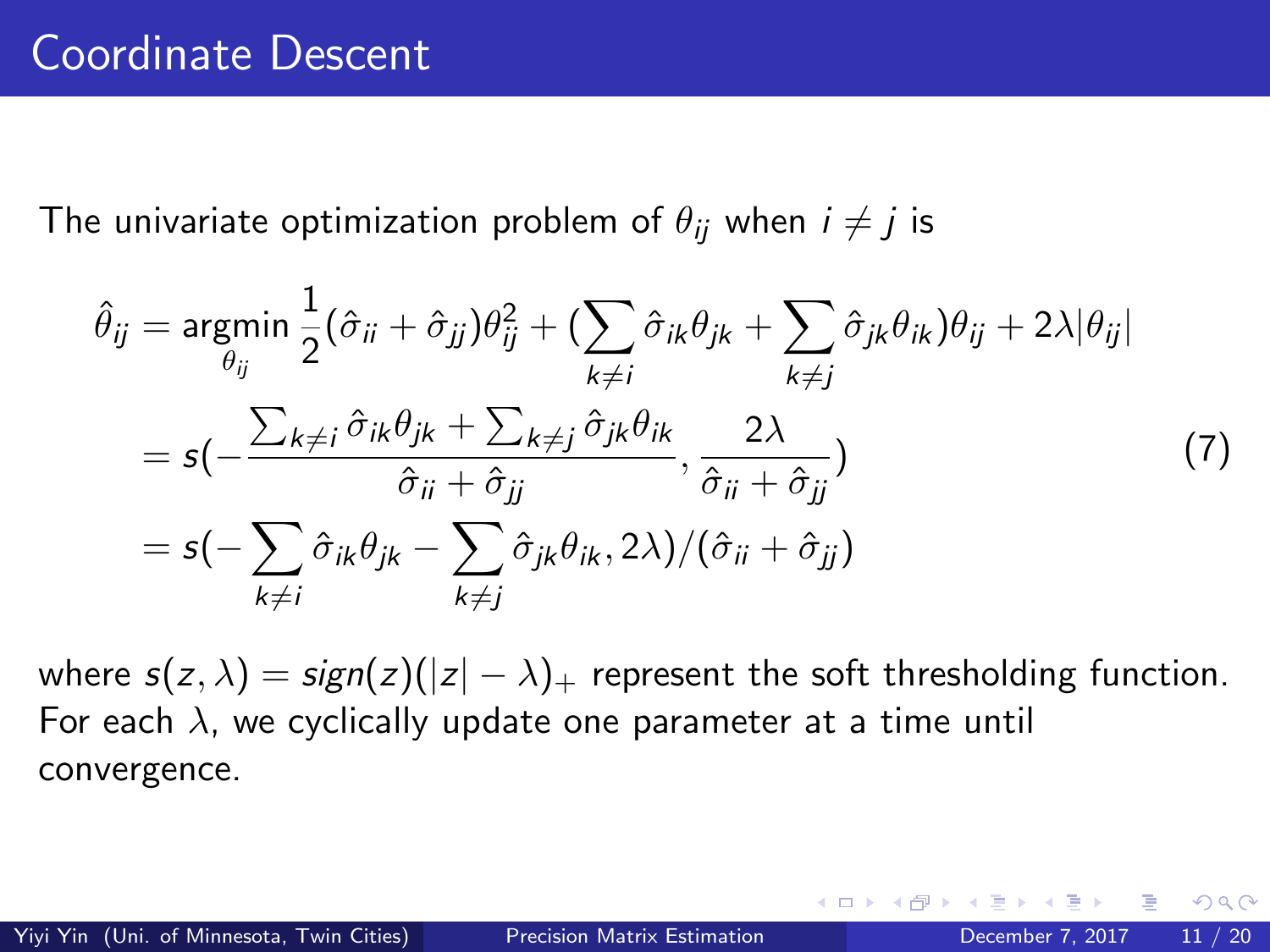# Coordinate Descent

The univariate optimization problem of $\theta_{ij}$ when $i \neq j$ is

$$
\begin{aligned}
\hat{\theta}_{ij} &= \underset{\theta_{ij}}{\text{argmin}} \, \frac{1}{2}(\hat{\sigma}_{ii} + \hat{\sigma}_{jj})\theta_{ij}^2 + (\sum_{k \neq i} \hat{\sigma}_{ik}\theta_{jk} + \sum_{k \neq j} \hat{\sigma}_{jk}\theta_{ik})\theta_{ij} + 2\lambda|\theta_{ij}| \\
&= s(-\frac{\sum_{k \neq i} \hat{\sigma}_{ik}\theta_{jk} + \sum_{k \neq j} \hat{\sigma}_{jk}\theta_{ik}}{\hat{\sigma}_{ii} + \hat{\sigma}_{jj}}, \frac{2\lambda}{\hat{\sigma}_{ii} + \hat{\sigma}_{jj}}) \\
&= s(-\sum_{k \neq i} \hat{\sigma}_{ik}\theta_{jk} - \sum_{k \neq j} \hat{\sigma}_{jk}\theta_{ik}, 2\lambda)/(\hat{\sigma}_{ii} + \hat{\sigma}_{jj})
\end{aligned} \tag{7}
$$

where $s(z, \lambda) = sign(z)(|z| - \lambda)_+$ represent the soft thresholding function. For each $\lambda$, we cyclically update one parameter at a time until convergence.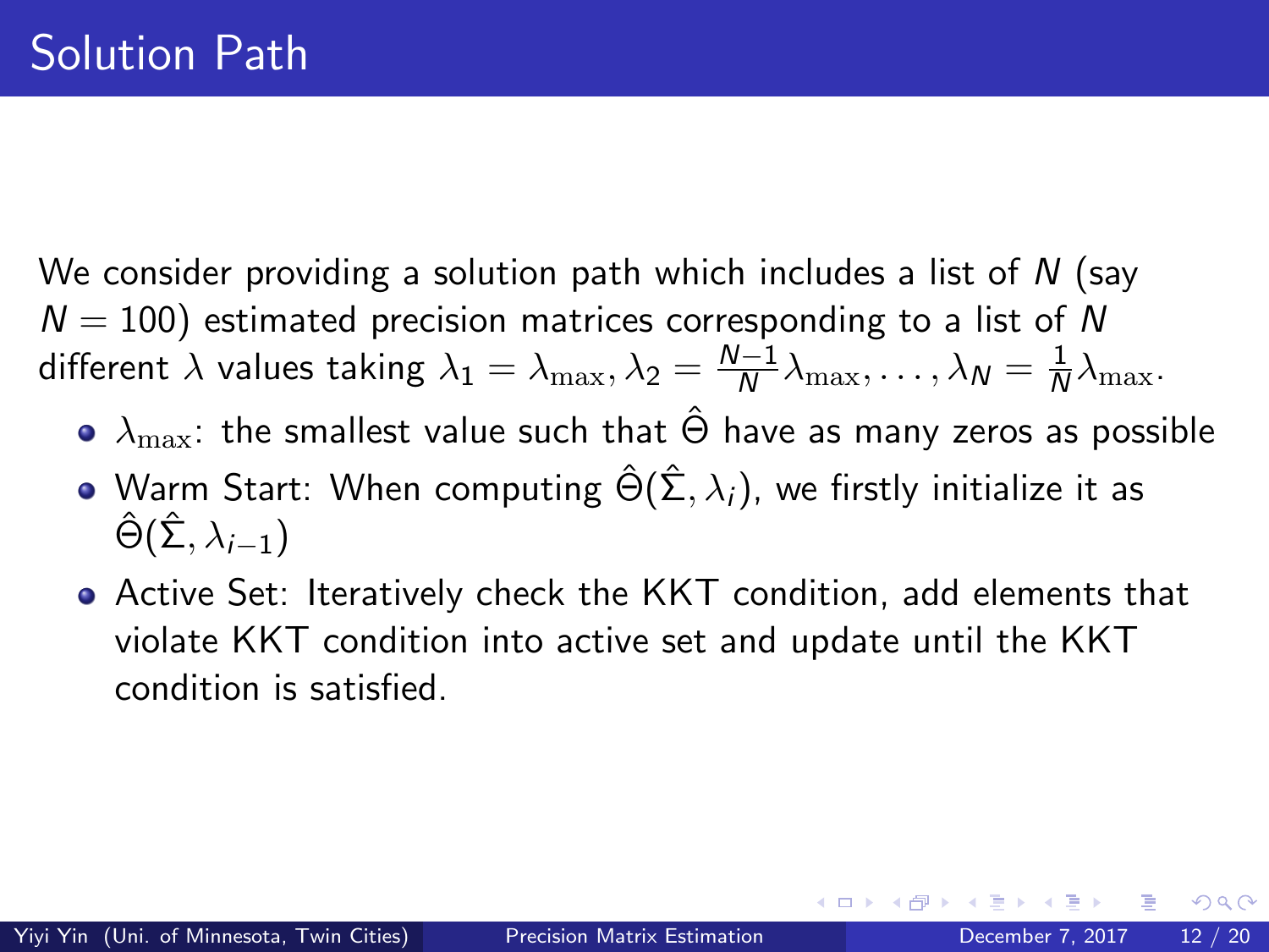# Solution Path

We consider providing a solution path which includes a list of $N$ (say $N = 100$) estimated precision matrices corresponding to a list of $N$ different $\lambda$ values taking $\lambda_1 = \lambda_{\max}, \lambda_2 = \frac{N-1}{N}\lambda_{\max}, \ldots, \lambda_N = \frac{1}{N}\lambda_{\max}$.

- $\lambda_{\max}$: the smallest value such that $\hat{\Theta}$ have as many zeros as possible
- Warm Start: When computing $\hat{\Theta}(\hat{\Sigma}, \lambda_i)$, we firstly initialize it as $\hat{\Theta}(\hat{\Sigma}, \lambda_{i-1})$
- Active Set: Iteratively check the KKT condition, add elements that violate KKT condition into active set and update until the KKT condition is satisfied.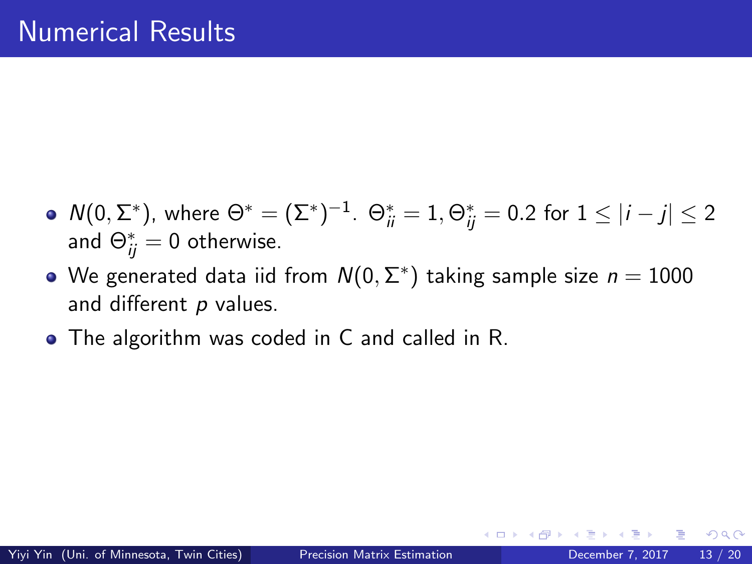# Numerical Results

- $N(0, \Sigma^*)$, where $\Theta^* = (\Sigma^*)^{-1}$. $\Theta^*_{ii} = 1, \Theta^*_{ij} = 0.2$ for $1 \leq |i - j| \leq 2$ and $\Theta^*_{ij} = 0$ otherwise.
- We generated data iid from $N(0, \Sigma^*)$ taking sample size $n = 1000$ and different $p$ values.
- The algorithm was coded in C and called in R.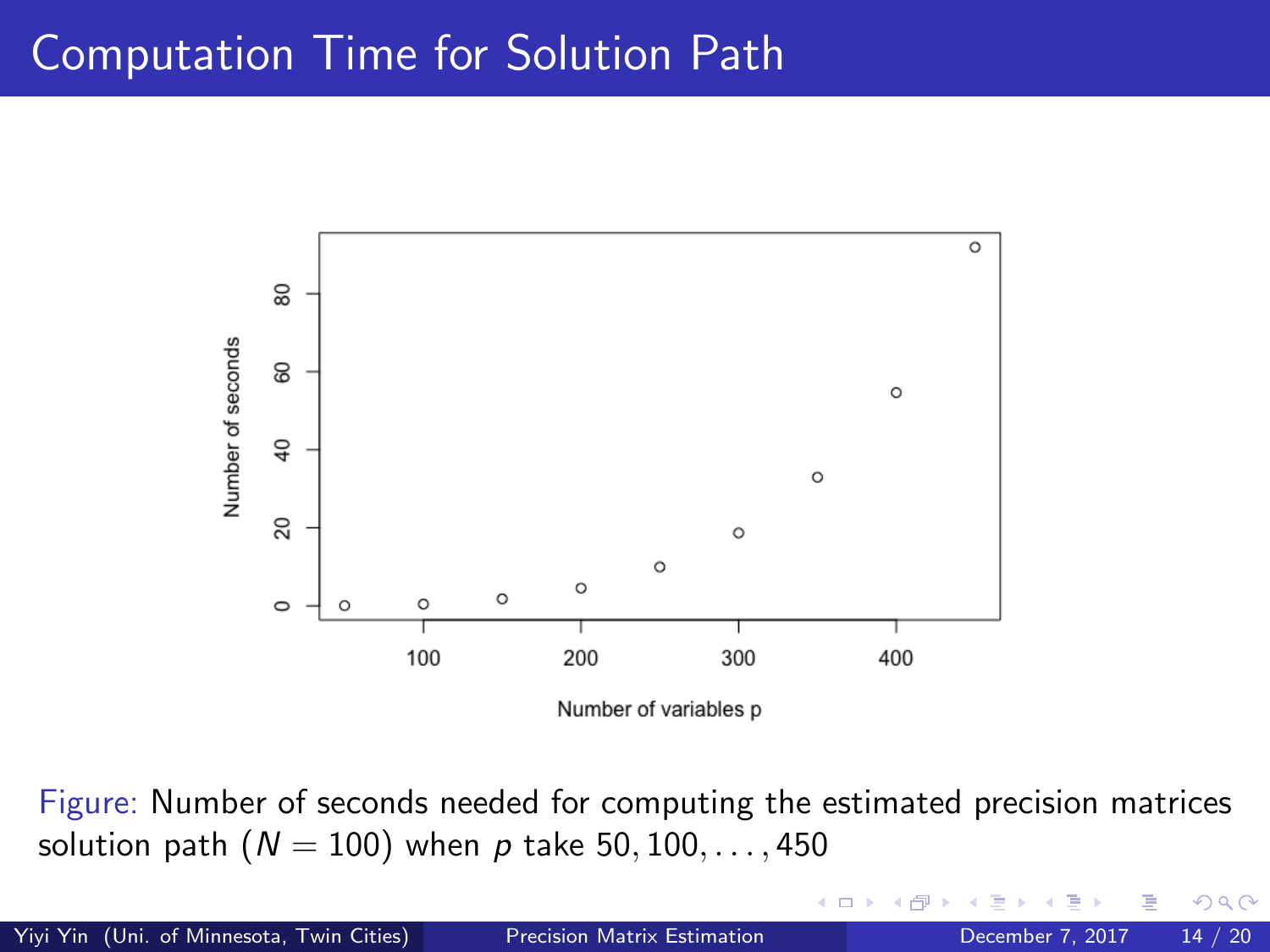# Computation Time for Solution Path

Figure: Number of seconds needed for computing the estimated precision matrices solution path ($N = 100$) when $p$ take $50, 100, \ldots, 450$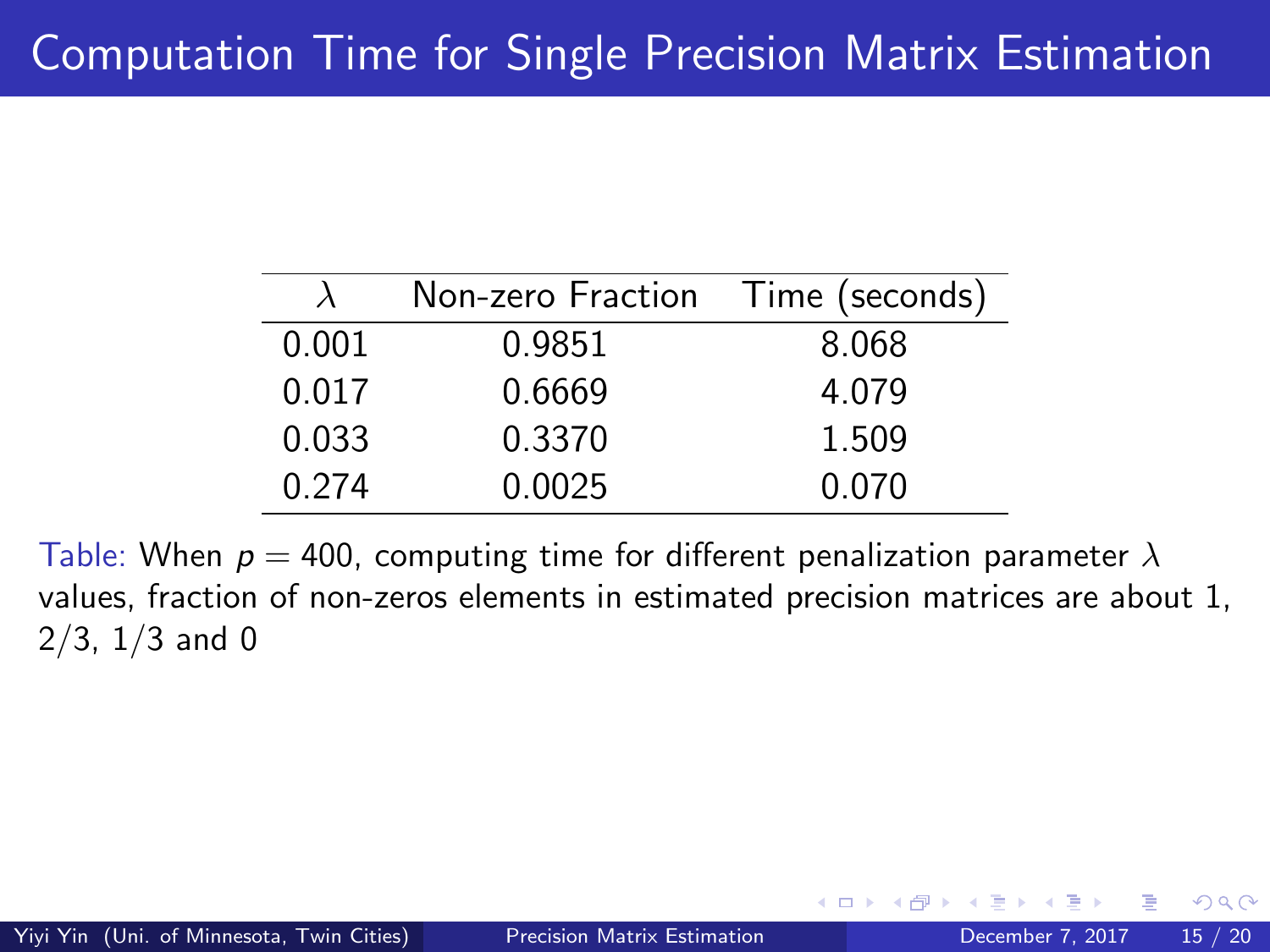# Computation Time for Single Precision Matrix Estimation

| $\lambda$ | Non-zero Fraction | Time (seconds) |
|---|---|---|
| 0.001 | 0.9851 | 8.068 |
| 0.017 | 0.6669 | 4.079 |
| 0.033 | 0.3370 | 1.509 |
| 0.274 | 0.0025 | 0.070 |

Table: When $p = 400$, computing time for different penalization parameter $\lambda$ values, fraction of non-zeros elements in estimated precision matrices are about 1, $2/3$, $1/3$ and 0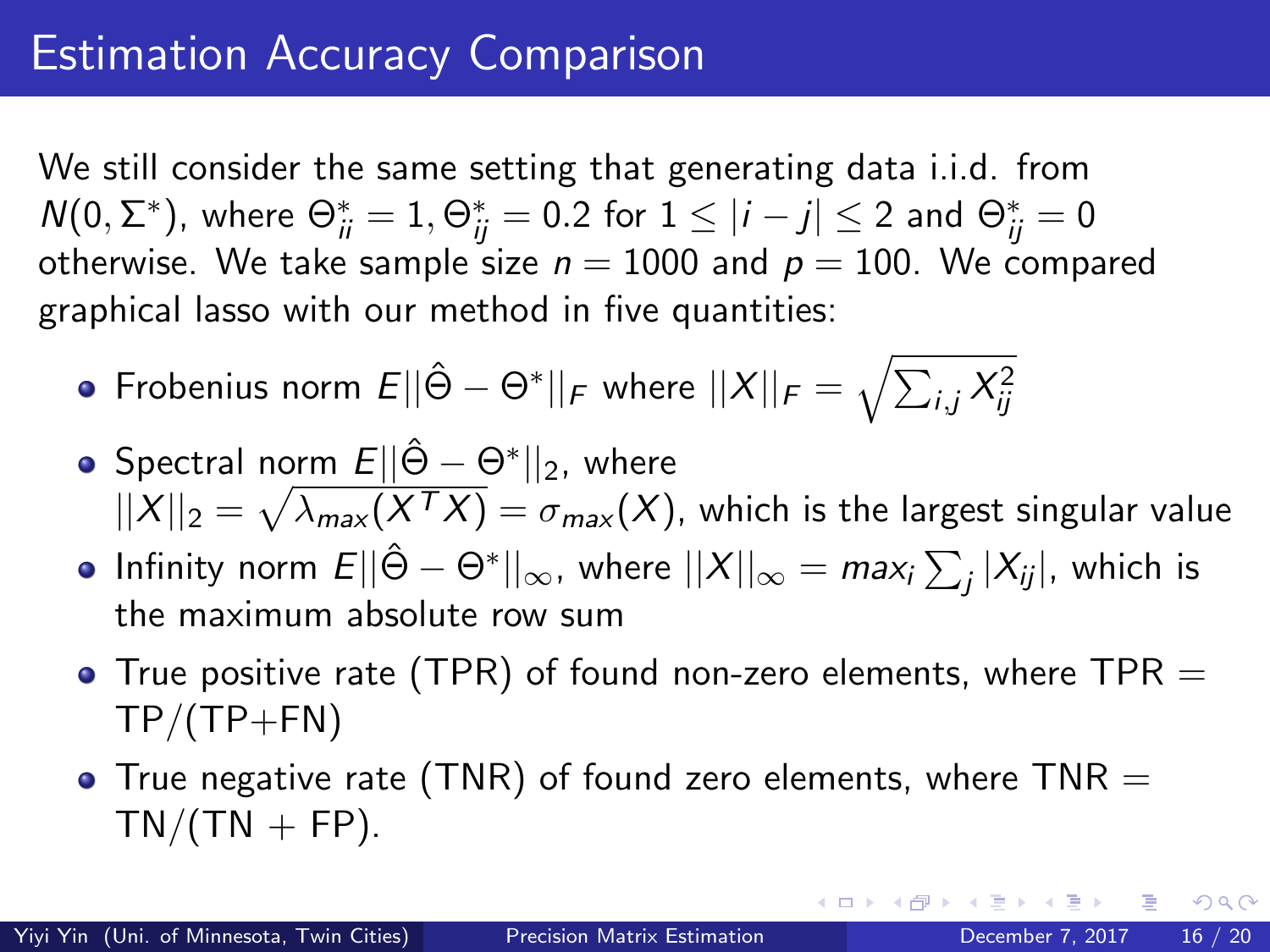# Estimation Accuracy Comparison

We still consider the same setting that generating data i.i.d. from $N(0, \Sigma^*)$, where $\Theta^*_{ii} = 1, \Theta^*_{ij} = 0.2$ for $1 \leq |i - j| \leq 2$ and $\Theta^*_{ij} = 0$ otherwise. We take sample size $n = 1000$ and $p = 100$. We compared graphical lasso with our method in five quantities:

- Frobenius norm $E||\hat{\Theta} - \Theta^*||_F$ where $||X||_F = \sqrt{\sum_{i,j} X_{ij}^2}$
- Spectral norm $E||\hat{\Theta} - \Theta^*||_2$, where $||X||_2 = \sqrt{\lambda_{max}(X^T X)} = \sigma_{max}(X)$, which is the largest singular value
- Infinity norm $E||\hat{\Theta} - \Theta^*||_\infty$, where $||X||_\infty = max_i \sum_j |X_{ij}|$, which is the maximum absolute row sum
- True positive rate (TPR) of found non-zero elements, where TPR = TP/(TP+FN)
- True negative rate (TNR) of found zero elements, where TNR = TN/(TN + FP).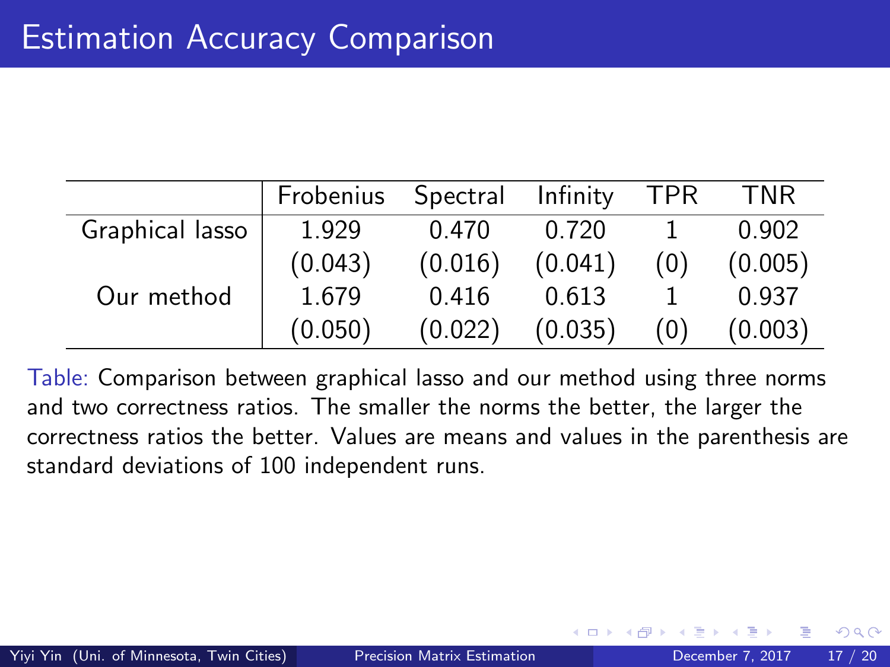# Estimation Accuracy Comparison

| | Frobenius | Spectral | Infinity | TPR | TNR |
|---|---|---|---|---|---|
| Graphical lasso | 1.929 | 0.470 | 0.720 | 1 | 0.902 |
| | (0.043) | (0.016) | (0.041) | (0) | (0.005) |
| Our method | 1.679 | 0.416 | 0.613 | 1 | 0.937 |
| | (0.050) | (0.022) | (0.035) | (0) | (0.003) |

Table: Comparison between graphical lasso and our method using three norms and two correctness ratios. The smaller the norms the better, the larger the correctness ratios the better. Values are means and values in the parenthesis are standard deviations of 100 independent runs.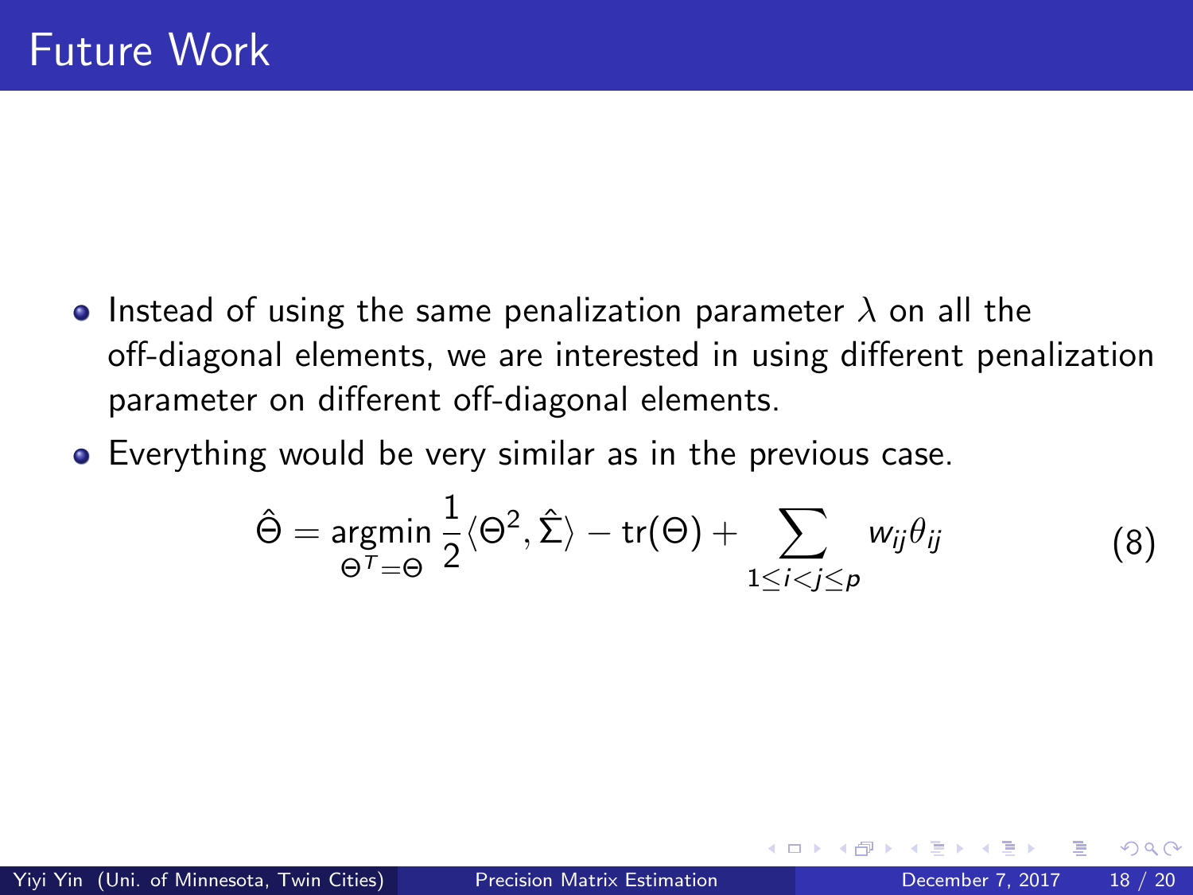# Future Work

- Instead of using the same penalization parameter $\lambda$ on all the off-diagonal elements, we are interested in using different penalization parameter on different off-diagonal elements.
- Everything would be very similar as in the previous case.

$$\hat{\Theta} = \underset{\Theta^T = \Theta}{\operatorname{argmin}} \frac{1}{2}\langle \Theta^2, \hat{\Sigma} \rangle - \operatorname{tr}(\Theta) + \sum_{1 \le i < j \le p} w_{ij}\theta_{ij} \tag{8}$$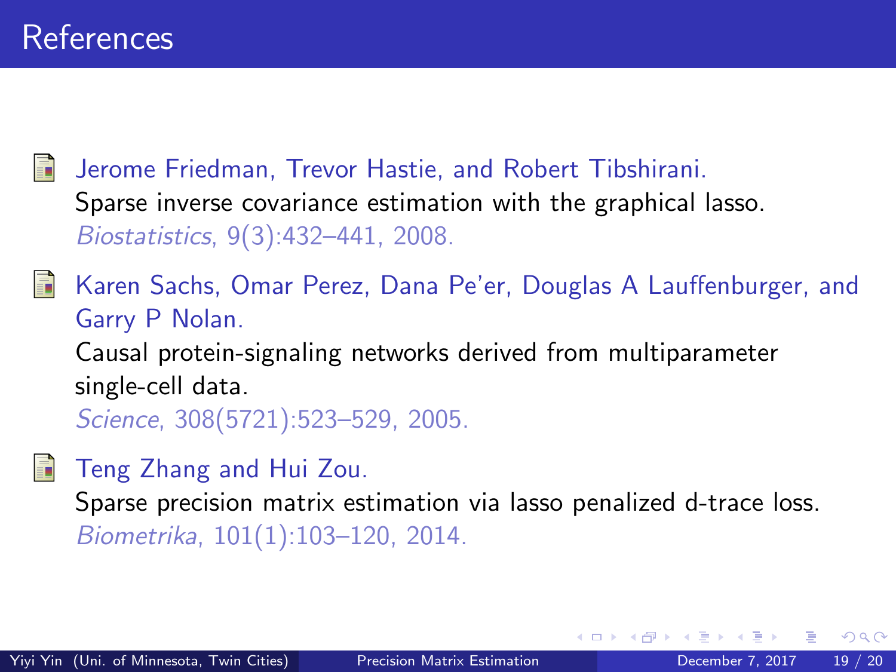# References

- Jerome Friedman, Trevor Hastie, and Robert Tibshirani.
  Sparse inverse covariance estimation with the graphical lasso.
  *Biostatistics*, 9(3):432–441, 2008.

- Karen Sachs, Omar Perez, Dana Pe'er, Douglas A Lauffenburger, and Garry P Nolan.
  Causal protein-signaling networks derived from multiparameter single-cell data.
  *Science*, 308(5721):523–529, 2005.

- Teng Zhang and Hui Zou.
  Sparse precision matrix estimation via lasso penalized d-trace loss.
  *Biometrika*, 101(1):103–120, 2014.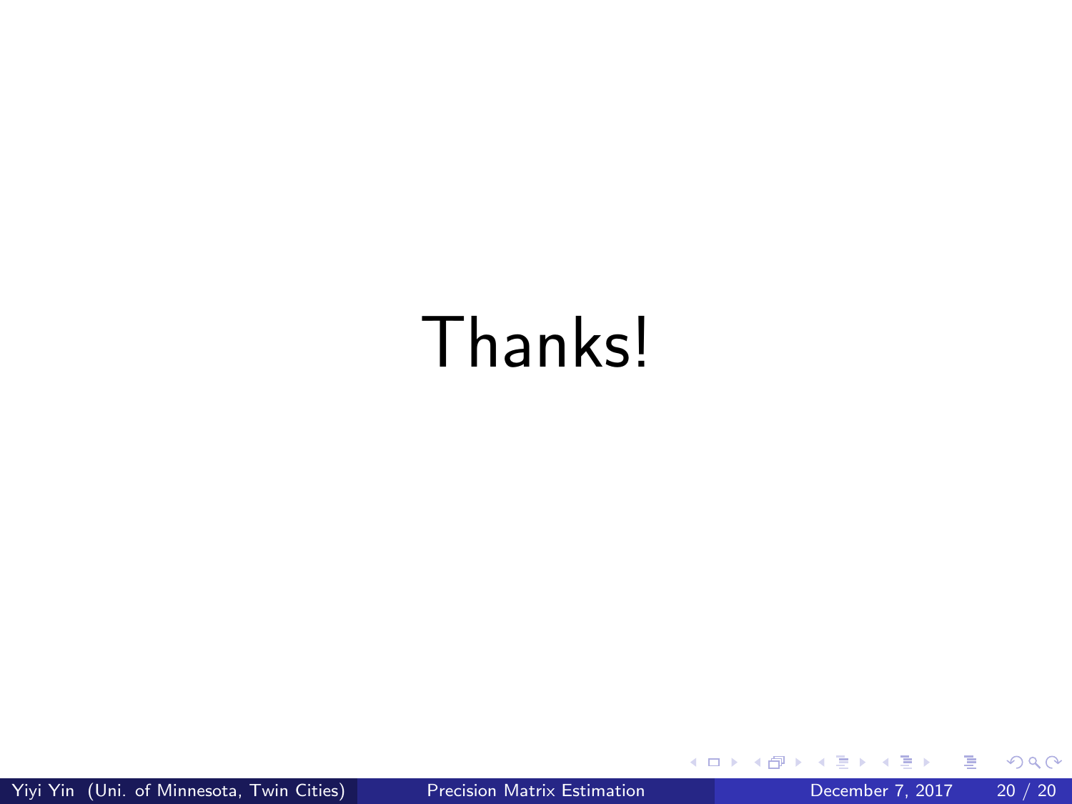# Thanks!